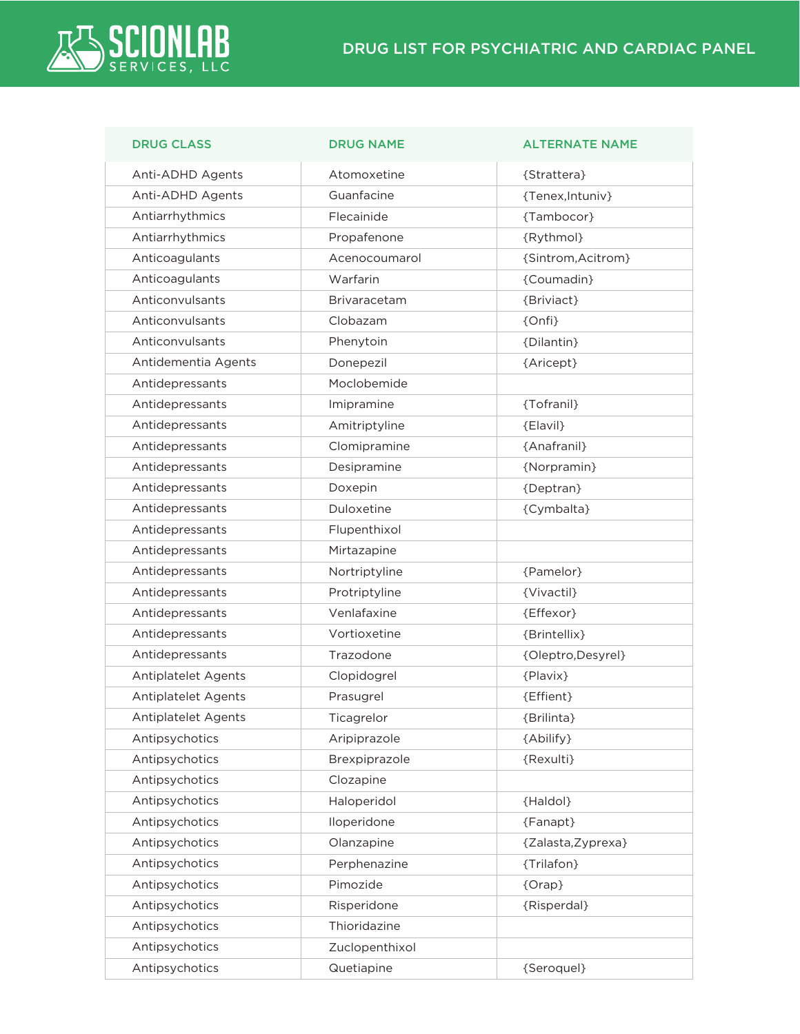# DRUG LIST FOR PSYCHIATRIC AND CARDIAC PANEL

| DRUG CLASS | DRUG NAME | ALTERNATE NAME |
| --- | --- | --- |
| Anti-ADHD Agents | Atomoxetine | {Strattera} |
| Anti-ADHD Agents | Guanfacine | {Tenex,Intuniv} |
| Antiarrhythmics | Flecainide | {Tambocor} |
| Antiarrhythmics | Propafenone | {Rythmol} |
| Anticoagulants | Acenocoumarol | {Sintrom,Acitrom} |
| Anticoagulants | Warfarin | {Coumadin} |
| Anticonvulsants | Brivaracetam | {Briviact} |
| Anticonvulsants | Clobazam | {Onfi} |
| Anticonvulsants | Phenytoin | {Dilantin} |
| Antidementia Agents | Donepezil | {Aricept} |
| Antidepressants | Moclobemide | |
| Antidepressants | Imipramine | {Tofranil} |
| Antidepressants | Amitriptyline | {Elavil} |
| Antidepressants | Clomipramine | {Anafranil} |
| Antidepressants | Desipramine | {Norpramin} |
| Antidepressants | Doxepin | {Deptran} |
| Antidepressants | Duloxetine | {Cymbalta} |
| Antidepressants | Flupenthixol | |
| Antidepressants | Mirtazapine | |
| Antidepressants | Nortriptyline | {Pamelor} |
| Antidepressants | Protriptyline | {Vivactil} |
| Antidepressants | Venlafaxine | {Effexor} |
| Antidepressants | Vortioxetine | {Brintellix} |
| Antidepressants | Trazodone | {Oleptro,Desyrel} |
| Antiplatelet Agents | Clopidogrel | {Plavix} |
| Antiplatelet Agents | Prasugrel | {Effient} |
| Antiplatelet Agents | Ticagrelor | {Brilinta} |
| Antipsychotics | Aripiprazole | {Abilify} |
| Antipsychotics | Brexpiprazole | {Rexulti} |
| Antipsychotics | Clozapine | |
| Antipsychotics | Haloperidol | {Haldol} |
| Antipsychotics | Iloperidone | {Fanapt} |
| Antipsychotics | Olanzapine | {Zalasta,Zyprexa} |
| Antipsychotics | Perphenazine | {Trilafon} |
| Antipsychotics | Pimozide | {Orap} |
| Antipsychotics | Risperidone | {Risperdal} |
| Antipsychotics | Thioridazine | |
| Antipsychotics | Zuclopenthixol | |
| Antipsychotics | Quetiapine | {Seroquel} |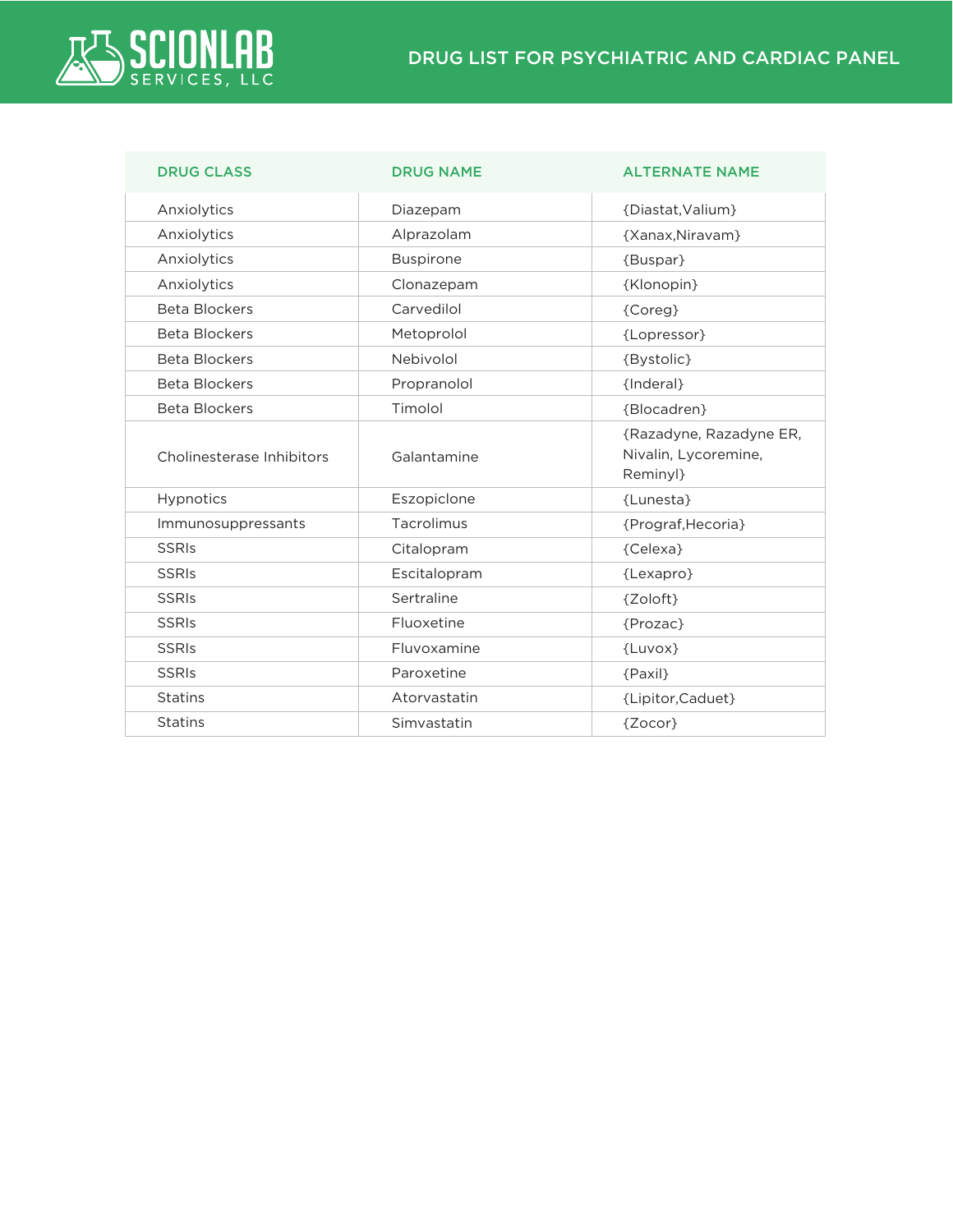# DRUG LIST FOR PSYCHIATRIC AND CARDIAC PANEL

| DRUG CLASS | DRUG NAME | ALTERNATE NAME |
|---|---|---|
| Anxiolytics | Diazepam | {Diastat,Valium} |
| Anxiolytics | Alprazolam | {Xanax,Niravam} |
| Anxiolytics | Buspirone | {Buspar} |
| Anxiolytics | Clonazepam | {Klonopin} |
| Beta Blockers | Carvedilol | {Coreg} |
| Beta Blockers | Metoprolol | {Lopressor} |
| Beta Blockers | Nebivolol | {Bystolic} |
| Beta Blockers | Propranolol | {Inderal} |
| Beta Blockers | Timolol | {Blocadren} |
| Cholinesterase Inhibitors | Galantamine | {Razadyne, Razadyne ER, Nivalin, Lycoremine, Reminyl} |
| Hypnotics | Eszopiclone | {Lunesta} |
| Immunosuppressants | Tacrolimus | {Prograf,Hecoria} |
| SSRIs | Citalopram | {Celexa} |
| SSRIs | Escitalopram | {Lexapro} |
| SSRIs | Sertraline | {Zoloft} |
| SSRIs | Fluoxetine | {Prozac} |
| SSRIs | Fluvoxamine | {Luvox} |
| SSRIs | Paroxetine | {Paxil} |
| Statins | Atorvastatin | {Lipitor,Caduet} |
| Statins | Simvastatin | {Zocor} |